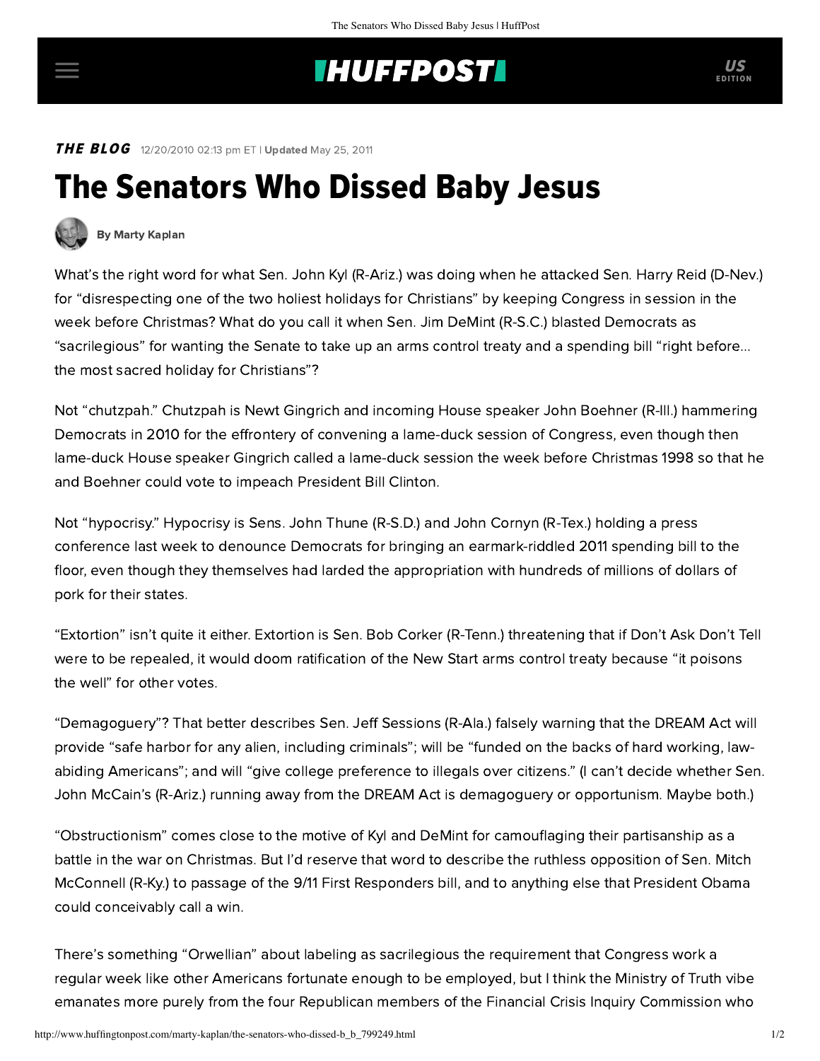**THE BLOG** 12/20/2010 02:13 pm ET | **Updated** May 25, 2011

# The Senators Who Dissed Baby Jesus

By Marty Kaplan

What's the right word for what Sen. John Kyl (R-Ariz.) was doing when he attacked Sen. Harry Reid (D-Nev.) for "disrespecting one of the two holiest holidays for Christians" by keeping Congress in session in the week before Christmas? What do you call it when Sen. Jim DeMint (R-S.C.) blasted Democrats as "sacrilegious" for wanting the Senate to take up an arms control treaty and a spending bill "right before... the most sacred holiday for Christians"?

Not "chutzpah." Chutzpah is Newt Gingrich and incoming House speaker John Boehner (R-Ill.) hammering Democrats in 2010 for the effrontery of convening a lame-duck session of Congress, even though then lame-duck House speaker Gingrich called a lame-duck session the week before Christmas 1998 so that he and Boehner could vote to impeach President Bill Clinton.

Not "hypocrisy." Hypocrisy is Sens. John Thune (R-S.D.) and John Cornyn (R-Tex.) holding a press conference last week to denounce Democrats for bringing an earmark-riddled 2011 spending bill to the floor, even though they themselves had larded the appropriation with hundreds of millions of dollars of pork for their states.

"Extortion" isn't quite it either. Extortion is Sen. Bob Corker (R-Tenn.) threatening that if Don't Ask Don't Tell were to be repealed, it would doom ratification of the New Start arms control treaty because "it poisons the well" for other votes.

"Demagoguery"? That better describes Sen. Jeff Sessions (R-Ala.) falsely warning that the DREAM Act will provide "safe harbor for any alien, including criminals"; will be "funded on the backs of hard working, law-abiding Americans"; and will "give college preference to illegals over citizens." (I can't decide whether Sen. John McCain's (R-Ariz.) running away from the DREAM Act is demagoguery or opportunism. Maybe both.)

"Obstructionism" comes close to the motive of Kyl and DeMint for camouflaging their partisanship as a battle in the war on Christmas. But I'd reserve that word to describe the ruthless opposition of Sen. Mitch McConnell (R-Ky.) to passage of the 9/11 First Responders bill, and to anything else that President Obama could conceivably call a win.

There's something "Orwellian" about labeling as sacrilegious the requirement that Congress work a regular week like other Americans fortunate enough to be employed, but I think the Ministry of Truth vibe emanates more purely from the four Republican members of the Financial Crisis Inquiry Commission who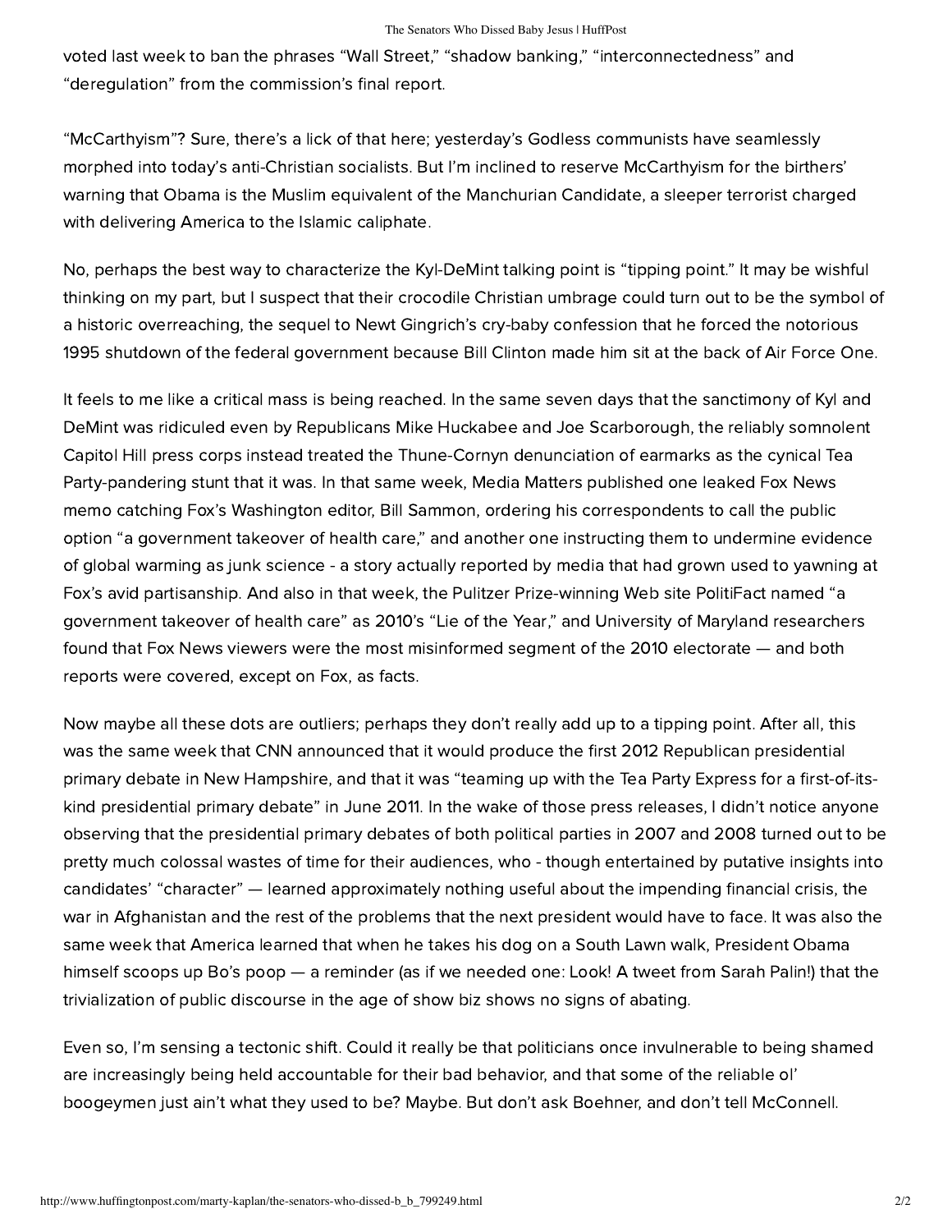voted last week to ban the phrases "Wall Street," "shadow banking," "interconnectedness" and "deregulation" from the commission's final report.

"McCarthyism"? Sure, there's a lick of that here; yesterday's Godless communists have seamlessly morphed into today's anti-Christian socialists. But I'm inclined to reserve McCarthyism for the birthers' warning that Obama is the Muslim equivalent of the Manchurian Candidate, a sleeper terrorist charged with delivering America to the Islamic caliphate.

No, perhaps the best way to characterize the Kyl-DeMint talking point is "tipping point." It may be wishful thinking on my part, but I suspect that their crocodile Christian umbrage could turn out to be the symbol of a historic overreaching, the sequel to Newt Gingrich's cry-baby confession that he forced the notorious 1995 shutdown of the federal government because Bill Clinton made him sit at the back of Air Force One.

It feels to me like a critical mass is being reached. In the same seven days that the sanctimony of Kyl and DeMint was ridiculed even by Republicans Mike Huckabee and Joe Scarborough, the reliably somnolent Capitol Hill press corps instead treated the Thune-Cornyn denunciation of earmarks as the cynical Tea Party-pandering stunt that it was. In that same week, Media Matters published one leaked Fox News memo catching Fox's Washington editor, Bill Sammon, ordering his correspondents to call the public option "a government takeover of health care," and another one instructing them to undermine evidence of global warming as junk science - a story actually reported by media that had grown used to yawning at Fox's avid partisanship. And also in that week, the Pulitzer Prize-winning Web site PolitiFact named "a government takeover of health care" as 2010's "Lie of the Year," and University of Maryland researchers found that Fox News viewers were the most misinformed segment of the 2010 electorate — and both reports were covered, except on Fox, as facts.

Now maybe all these dots are outliers; perhaps they don't really add up to a tipping point. After all, this was the same week that CNN announced that it would produce the first 2012 Republican presidential primary debate in New Hampshire, and that it was "teaming up with the Tea Party Express for a first-of-its-kind presidential primary debate" in June 2011. In the wake of those press releases, I didn't notice anyone observing that the presidential primary debates of both political parties in 2007 and 2008 turned out to be pretty much colossal wastes of time for their audiences, who - though entertained by putative insights into candidates' "character" — learned approximately nothing useful about the impending financial crisis, the war in Afghanistan and the rest of the problems that the next president would have to face. It was also the same week that America learned that when he takes his dog on a South Lawn walk, President Obama himself scoops up Bo's poop — a reminder (as if we needed one: Look! A tweet from Sarah Palin!) that the trivialization of public discourse in the age of show biz shows no signs of abating.

Even so, I'm sensing a tectonic shift. Could it really be that politicians once invulnerable to being shamed are increasingly being held accountable for their bad behavior, and that some of the reliable ol' boogeymen just ain't what they used to be? Maybe. But don't ask Boehner, and don't tell McConnell.